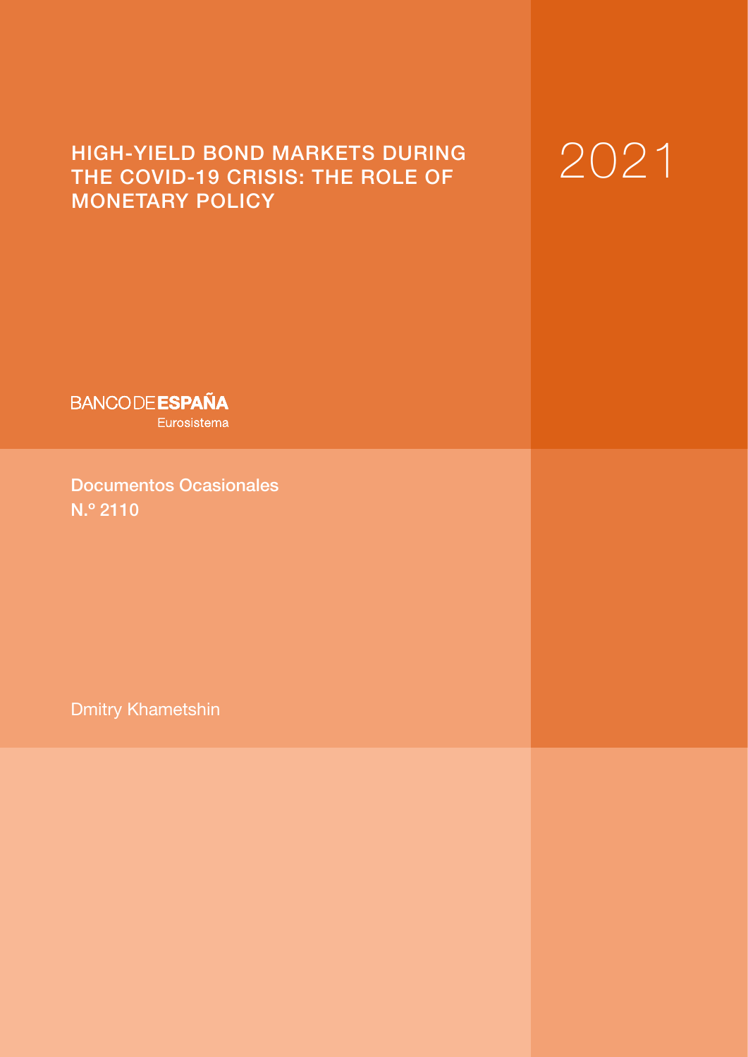# HIGH-YIELD BOND MARKETS DURING THE COVID-19 CRISIS: THE ROLE OF MONETARY POLICY

2021

BANCO DE ESPAÑA

Eurosistema

Documentos Ocasionales
N.º 2110

Dmitry Khametshin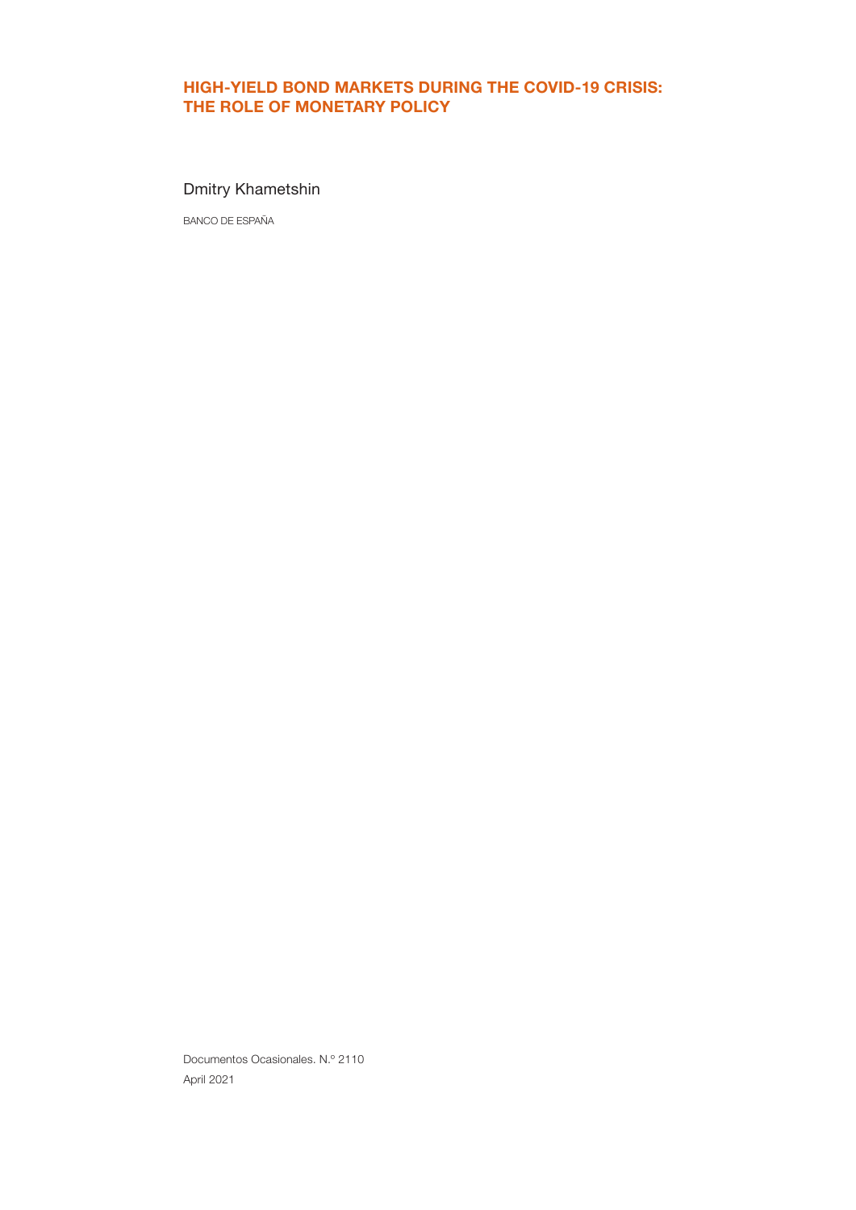# HIGH-YIELD BOND MARKETS DURING THE COVID-19 CRISIS: THE ROLE OF MONETARY POLICY

Dmitry Khametshin

BANCO DE ESPAÑA

Documentos Ocasionales. N.º 2110

April 2021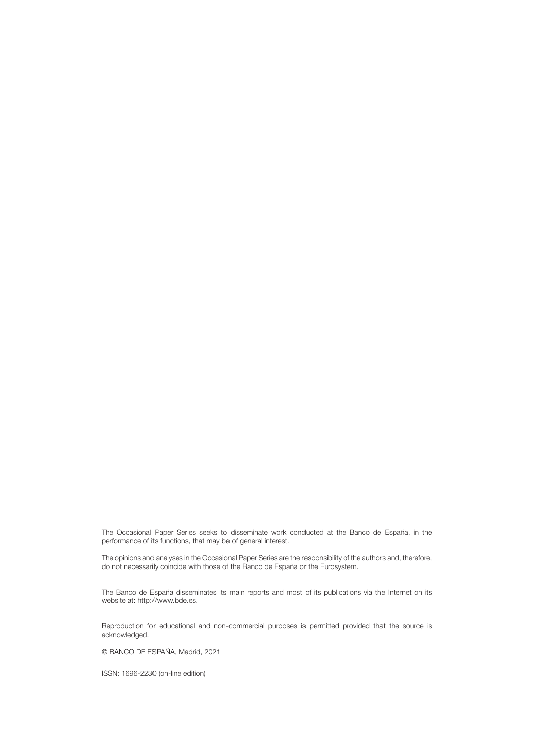The Occasional Paper Series seeks to disseminate work conducted at the Banco de España, in the performance of its functions, that may be of general interest.

The opinions and analyses in the Occasional Paper Series are the responsibility of the authors and, therefore, do not necessarily coincide with those of the Banco de España or the Eurosystem.

The Banco de España disseminates its main reports and most of its publications via the Internet on its website at: http://www.bde.es.

Reproduction for educational and non-commercial purposes is permitted provided that the source is acknowledged.

© BANCO DE ESPAÑA, Madrid, 2021

ISSN: 1696-2230 (on-line edition)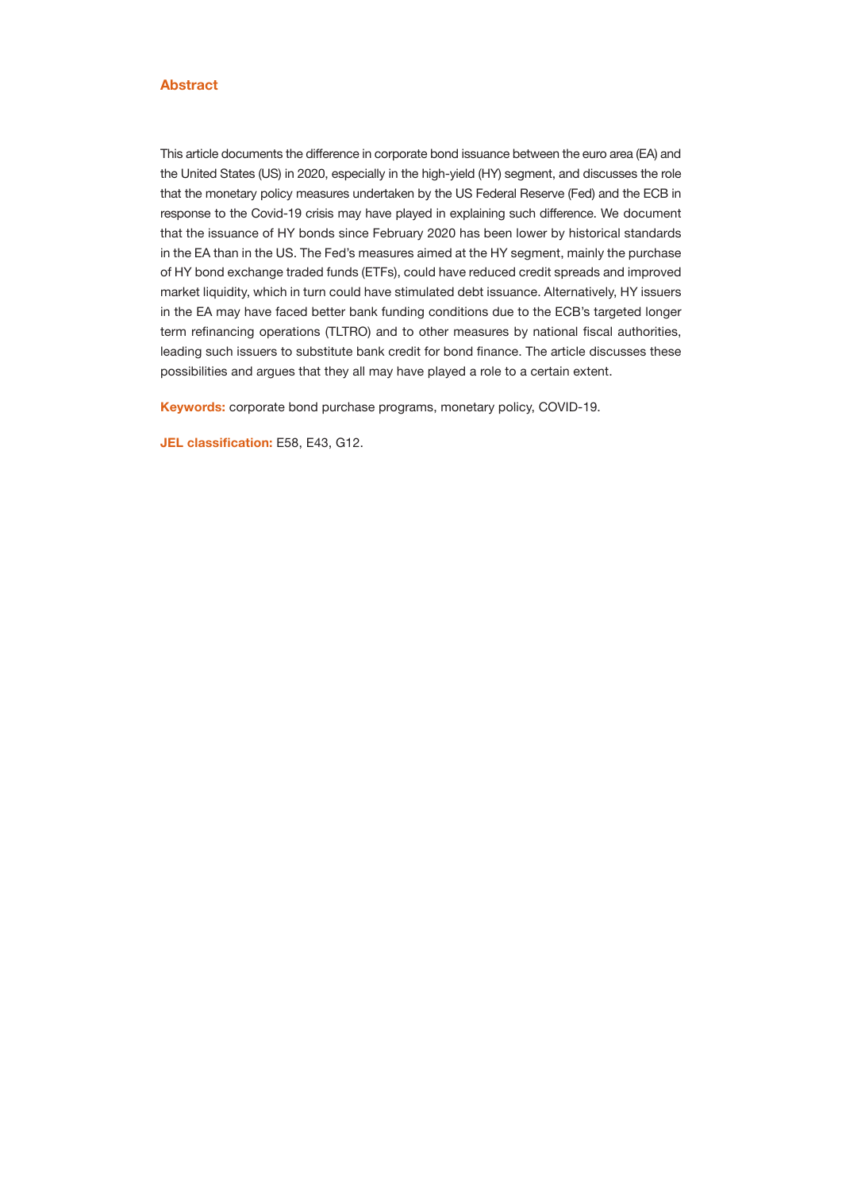## Abstract

This article documents the difference in corporate bond issuance between the euro area (EA) and the United States (US) in 2020, especially in the high-yield (HY) segment, and discusses the role that the monetary policy measures undertaken by the US Federal Reserve (Fed) and the ECB in response to the Covid-19 crisis may have played in explaining such difference. We document that the issuance of HY bonds since February 2020 has been lower by historical standards in the EA than in the US. The Fed's measures aimed at the HY segment, mainly the purchase of HY bond exchange traded funds (ETFs), could have reduced credit spreads and improved market liquidity, which in turn could have stimulated debt issuance. Alternatively, HY issuers in the EA may have faced better bank funding conditions due to the ECB's targeted longer term refinancing operations (TLTRO) and to other measures by national fiscal authorities, leading such issuers to substitute bank credit for bond finance. The article discusses these possibilities and argues that they all may have played a role to a certain extent.

**Keywords:** corporate bond purchase programs, monetary policy, COVID-19.

**JEL classification:** E58, E43, G12.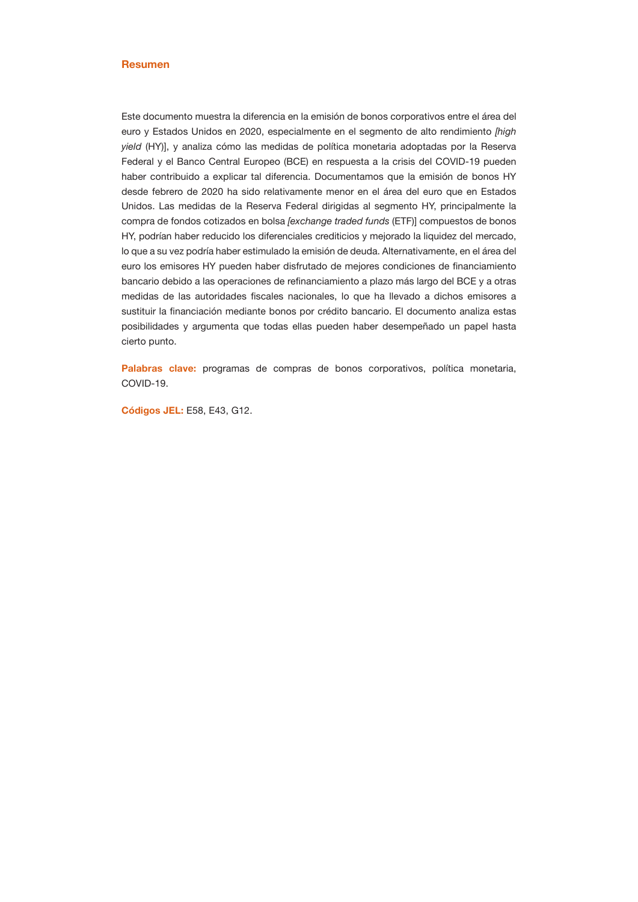## Resumen

Este documento muestra la diferencia en la emisión de bonos corporativos entre el área del euro y Estados Unidos en 2020, especialmente en el segmento de alto rendimiento *[high yield* (HY)], y analiza cómo las medidas de política monetaria adoptadas por la Reserva Federal y el Banco Central Europeo (BCE) en respuesta a la crisis del COVID-19 pueden haber contribuido a explicar tal diferencia. Documentamos que la emisión de bonos HY desde febrero de 2020 ha sido relativamente menor en el área del euro que en Estados Unidos. Las medidas de la Reserva Federal dirigidas al segmento HY, principalmente la compra de fondos cotizados en bolsa *[exchange traded funds* (ETF)] compuestos de bonos HY, podrían haber reducido los diferenciales crediticios y mejorado la liquidez del mercado, lo que a su vez podría haber estimulado la emisión de deuda. Alternativamente, en el área del euro los emisores HY pueden haber disfrutado de mejores condiciones de financiamiento bancario debido a las operaciones de refinanciamiento a plazo más largo del BCE y a otras medidas de las autoridades fiscales nacionales, lo que ha llevado a dichos emisores a sustituir la financiación mediante bonos por crédito bancario. El documento analiza estas posibilidades y argumenta que todas ellas pueden haber desempeñado un papel hasta cierto punto.

**Palabras clave:** programas de compras de bonos corporativos, política monetaria, COVID-19.

**Códigos JEL:** E58, E43, G12.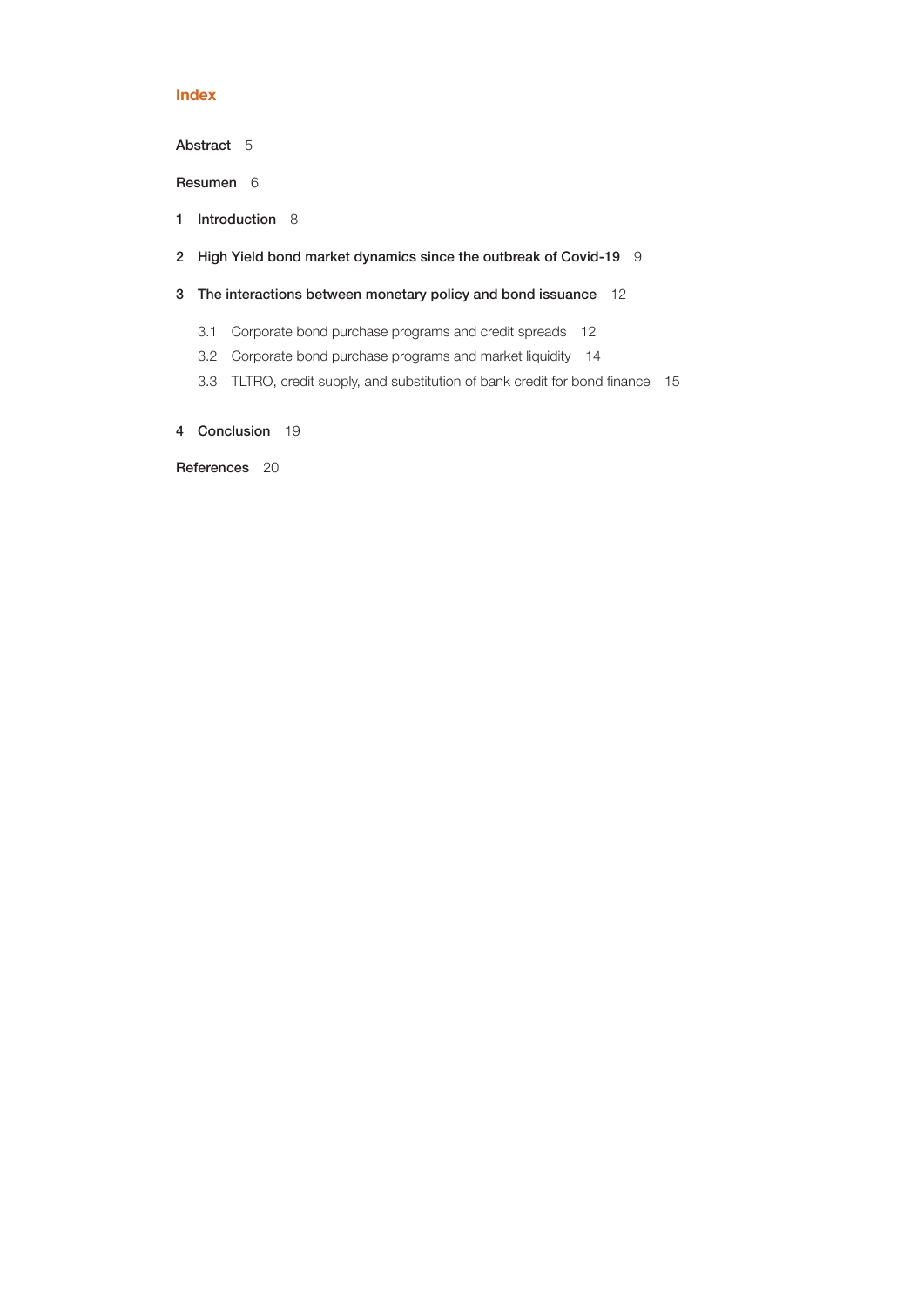# Index

Abstract 5

Resumen 6

1 Introduction 8

2 High Yield bond market dynamics since the outbreak of Covid-19 9

3 The interactions between monetary policy and bond issuance 12

3.1 Corporate bond purchase programs and credit spreads 12

3.2 Corporate bond purchase programs and market liquidity 14

3.3 TLTRO, credit supply, and substitution of bank credit for bond finance 15

4 Conclusion 19

References 20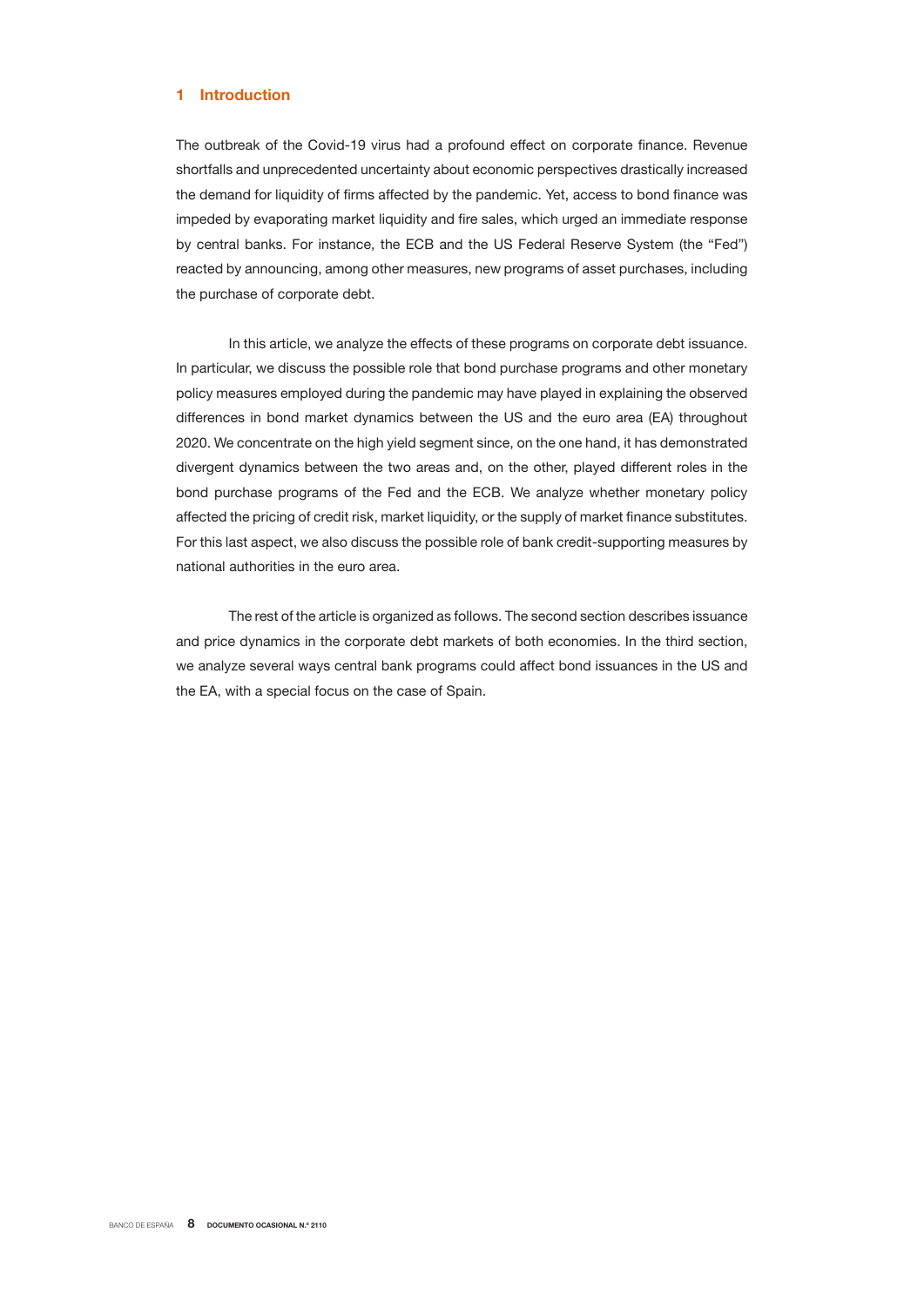# 1 Introduction

The outbreak of the Covid-19 virus had a profound effect on corporate finance. Revenue shortfalls and unprecedented uncertainty about economic perspectives drastically increased the demand for liquidity of firms affected by the pandemic. Yet, access to bond finance was impeded by evaporating market liquidity and fire sales, which urged an immediate response by central banks. For instance, the ECB and the US Federal Reserve System (the "Fed") reacted by announcing, among other measures, new programs of asset purchases, including the purchase of corporate debt.

In this article, we analyze the effects of these programs on corporate debt issuance. In particular, we discuss the possible role that bond purchase programs and other monetary policy measures employed during the pandemic may have played in explaining the observed differences in bond market dynamics between the US and the euro area (EA) throughout 2020. We concentrate on the high yield segment since, on the one hand, it has demonstrated divergent dynamics between the two areas and, on the other, played different roles in the bond purchase programs of the Fed and the ECB. We analyze whether monetary policy affected the pricing of credit risk, market liquidity, or the supply of market finance substitutes. For this last aspect, we also discuss the possible role of bank credit-supporting measures by national authorities in the euro area.

The rest of the article is organized as follows. The second section describes issuance and price dynamics in the corporate debt markets of both economies. In the third section, we analyze several ways central bank programs could affect bond issuances in the US and the EA, with a special focus on the case of Spain.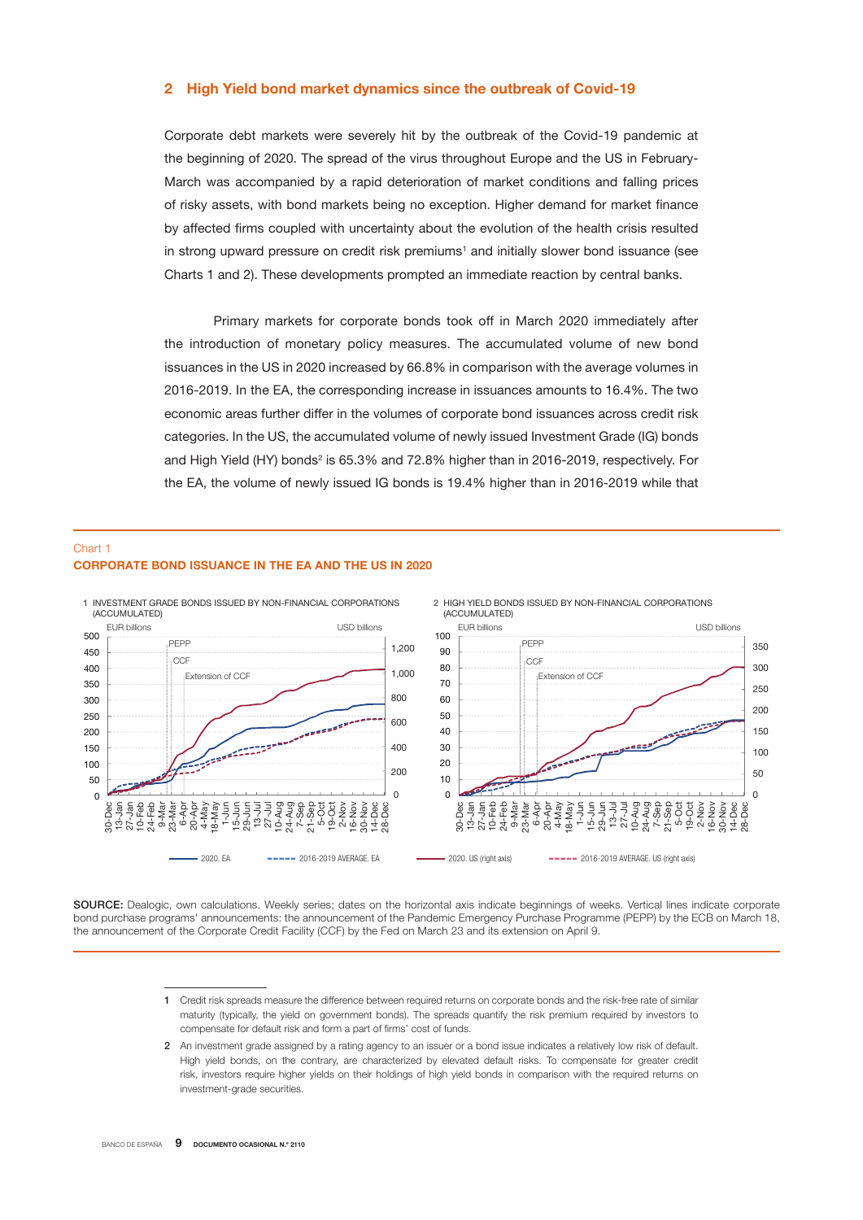## 2 High Yield bond market dynamics since the outbreak of Covid-19

Corporate debt markets were severely hit by the outbreak of the Covid-19 pandemic at the beginning of 2020. The spread of the virus throughout Europe and the US in February-March was accompanied by a rapid deterioration of market conditions and falling prices of risky assets, with bond markets being no exception. Higher demand for market finance by affected firms coupled with uncertainty about the evolution of the health crisis resulted in strong upward pressure on credit risk premiums[1] and initially slower bond issuance (see Charts 1 and 2). These developments prompted an immediate reaction by central banks.

Primary markets for corporate bonds took off in March 2020 immediately after the introduction of monetary policy measures. The accumulated volume of new bond issuances in the US in 2020 increased by 66.8% in comparison with the average volumes in 2016-2019. In the EA, the corresponding increase in issuances amounts to 16.4%. The two economic areas further differ in the volumes of corporate bond issuances across credit risk categories. In the US, the accumulated volume of newly issued Investment Grade (IG) bonds and High Yield (HY) bonds[2] is 65.3% and 72.8% higher than in 2016-2019, respectively. For the EA, the volume of newly issued IG bonds is 19.4% higher than in 2016-2019 while that

Chart 1

**CORPORATE BOND ISSUANCE IN THE EA AND THE US IN 2020**

1 INVESTMENT GRADE BONDS ISSUED BY NON-FINANCIAL CORPORATIONS (ACCUMULATED)

2 HIGH YIELD BONDS ISSUED BY NON-FINANCIAL CORPORATIONS (ACCUMULATED)

**SOURCE:** Dealogic, own calculations. Weekly series; dates on the horizontal axis indicate beginnings of weeks. Vertical lines indicate corporate bond purchase programs' announcements: the announcement of the Pandemic Emergency Purchase Programme (PEPP) by the ECB on March 18, the announcement of the Corporate Credit Facility (CCF) by the Fed on March 23 and its extension on April 9.

1 Credit risk spreads measure the difference between required returns on corporate bonds and the risk-free rate of similar maturity (typically, the yield on government bonds). The spreads quantify the risk premium required by investors to compensate for default risk and form a part of firms' cost of funds.

2 An investment grade assigned by a rating agency to an issuer or a bond issue indicates a relatively low risk of default. High yield bonds, on the contrary, are characterized by elevated default risks. To compensate for greater credit risk, investors require higher yields on their holdings of high yield bonds in comparison with the required returns on investment-grade securities.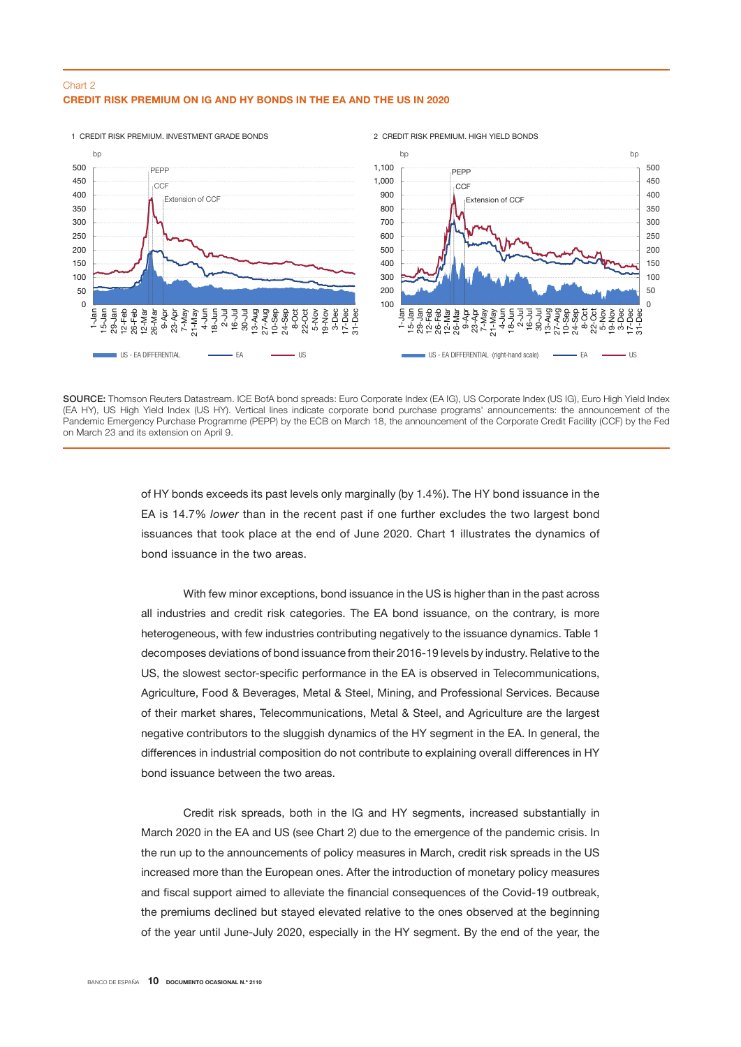Chart 2

**CREDIT RISK PREMIUM ON IG AND HY BONDS IN THE EA AND THE US IN 2020**

1 CREDIT RISK PREMIUM. INVESTMENT GRADE BONDS

2 CREDIT RISK PREMIUM. HIGH YIELD BONDS

**SOURCE:** Thomson Reuters Datastream. ICE BofA bond spreads: Euro Corporate Index (EA IG), US Corporate Index (US IG), Euro High Yield Index (EA HY), US High Yield Index (US HY). Vertical lines indicate corporate bond purchase programs' announcements: the announcement of the Pandemic Emergency Purchase Programme (PEPP) by the ECB on March 18, the announcement of the Corporate Credit Facility (CCF) by the Fed on March 23 and its extension on April 9.

of HY bonds exceeds its past levels only marginally (by 1.4%). The HY bond issuance in the EA is 14.7% *lower* than in the recent past if one further excludes the two largest bond issuances that took place at the end of June 2020. Chart 1 illustrates the dynamics of bond issuance in the two areas.

With few minor exceptions, bond issuance in the US is higher than in the past across all industries and credit risk categories. The EA bond issuance, on the contrary, is more heterogeneous, with few industries contributing negatively to the issuance dynamics. Table 1 decomposes deviations of bond issuance from their 2016-19 levels by industry. Relative to the US, the slowest sector-specific performance in the EA is observed in Telecommunications, Agriculture, Food & Beverages, Metal & Steel, Mining, and Professional Services. Because of their market shares, Telecommunications, Metal & Steel, and Agriculture are the largest negative contributors to the sluggish dynamics of the HY segment in the EA. In general, the differences in industrial composition do not contribute to explaining overall differences in HY bond issuance between the two areas.

Credit risk spreads, both in the IG and HY segments, increased substantially in March 2020 in the EA and US (see Chart 2) due to the emergence of the pandemic crisis. In the run up to the announcements of policy measures in March, credit risk spreads in the US increased more than the European ones. After the introduction of monetary policy measures and fiscal support aimed to alleviate the financial consequences of the Covid-19 outbreak, the premiums declined but stayed elevated relative to the ones observed at the beginning of the year until June-July 2020, especially in the HY segment. By the end of the year, the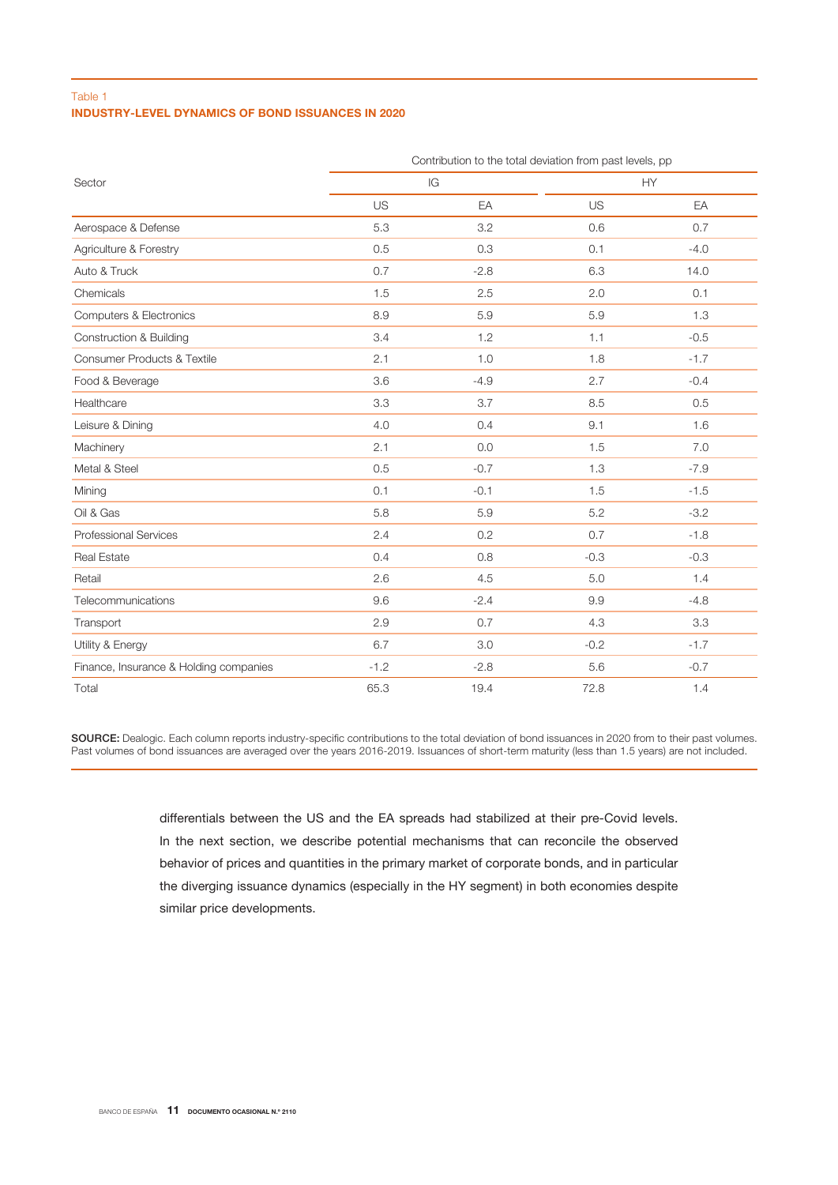Table 1

**INDUSTRY-LEVEL DYNAMICS OF BOND ISSUANCES IN 2020**

| Sector | Contribution to the total deviation from past levels, pp | | | |
|---|---|---|---|---|
| | IG | | HY | |
| | US | EA | US | EA |
| Aerospace & Defense | 5.3 | 3.2 | 0.6 | 0.7 |
| Agriculture & Forestry | 0.5 | 0.3 | 0.1 | -4.0 |
| Auto & Truck | 0.7 | -2.8 | 6.3 | 14.0 |
| Chemicals | 1.5 | 2.5 | 2.0 | 0.1 |
| Computers & Electronics | 8.9 | 5.9 | 5.9 | 1.3 |
| Construction & Building | 3.4 | 1.2 | 1.1 | -0.5 |
| Consumer Products & Textile | 2.1 | 1.0 | 1.8 | -1.7 |
| Food & Beverage | 3.6 | -4.9 | 2.7 | -0.4 |
| Healthcare | 3.3 | 3.7 | 8.5 | 0.5 |
| Leisure & Dining | 4.0 | 0.4 | 9.1 | 1.6 |
| Machinery | 2.1 | 0.0 | 1.5 | 7.0 |
| Metal & Steel | 0.5 | -0.7 | 1.3 | -7.9 |
| Mining | 0.1 | -0.1 | 1.5 | -1.5 |
| Oil & Gas | 5.8 | 5.9 | 5.2 | -3.2 |
| Professional Services | 2.4 | 0.2 | 0.7 | -1.8 |
| Real Estate | 0.4 | 0.8 | -0.3 | -0.3 |
| Retail | 2.6 | 4.5 | 5.0 | 1.4 |
| Telecommunications | 9.6 | -2.4 | 9.9 | -4.8 |
| Transport | 2.9 | 0.7 | 4.3 | 3.3 |
| Utility & Energy | 6.7 | 3.0 | -0.2 | -1.7 |
| Finance, Insurance & Holding companies | -1.2 | -2.8 | 5.6 | -0.7 |
| Total | 65.3 | 19.4 | 72.8 | 1.4 |

**SOURCE:** Dealogic. Each column reports industry-specific contributions to the total deviation of bond issuances in 2020 from to their past volumes. Past volumes of bond issuances are averaged over the years 2016-2019. Issuances of short-term maturity (less than 1.5 years) are not included.

differentials between the US and the EA spreads had stabilized at their pre-Covid levels. In the next section, we describe potential mechanisms that can reconcile the observed behavior of prices and quantities in the primary market of corporate bonds, and in particular the diverging issuance dynamics (especially in the HY segment) in both economies despite similar price developments.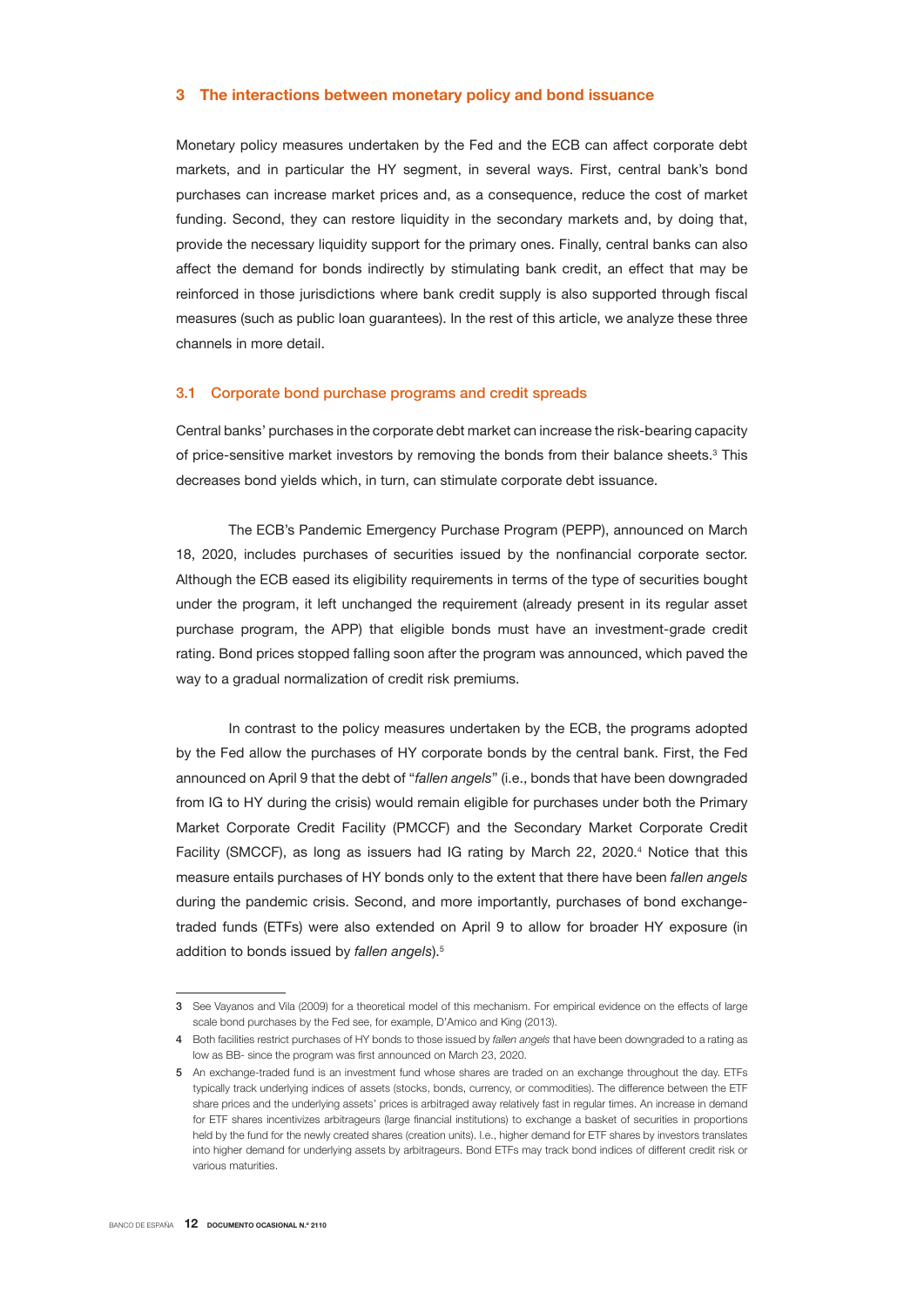## 3 The interactions between monetary policy and bond issuance

Monetary policy measures undertaken by the Fed and the ECB can affect corporate debt markets, and in particular the HY segment, in several ways. First, central bank's bond purchases can increase market prices and, as a consequence, reduce the cost of market funding. Second, they can restore liquidity in the secondary markets and, by doing that, provide the necessary liquidity support for the primary ones. Finally, central banks can also affect the demand for bonds indirectly by stimulating bank credit, an effect that may be reinforced in those jurisdictions where bank credit supply is also supported through fiscal measures (such as public loan guarantees). In the rest of this article, we analyze these three channels in more detail.

### 3.1 Corporate bond purchase programs and credit spreads

Central banks' purchases in the corporate debt market can increase the risk-bearing capacity of price-sensitive market investors by removing the bonds from their balance sheets.[3] This decreases bond yields which, in turn, can stimulate corporate debt issuance.

The ECB's Pandemic Emergency Purchase Program (PEPP), announced on March 18, 2020, includes purchases of securities issued by the nonfinancial corporate sector. Although the ECB eased its eligibility requirements in terms of the type of securities bought under the program, it left unchanged the requirement (already present in its regular asset purchase program, the APP) that eligible bonds must have an investment-grade credit rating. Bond prices stopped falling soon after the program was announced, which paved the way to a gradual normalization of credit risk premiums.

In contrast to the policy measures undertaken by the ECB, the programs adopted by the Fed allow the purchases of HY corporate bonds by the central bank. First, the Fed announced on April 9 that the debt of "*fallen angels*" (i.e., bonds that have been downgraded from IG to HY during the crisis) would remain eligible for purchases under both the Primary Market Corporate Credit Facility (PMCCF) and the Secondary Market Corporate Credit Facility (SMCCF), as long as issuers had IG rating by March 22, 2020.[4] Notice that this measure entails purchases of HY bonds only to the extent that there have been *fallen angels* during the pandemic crisis. Second, and more importantly, purchases of bond exchange-traded funds (ETFs) were also extended on April 9 to allow for broader HY exposure (in addition to bonds issued by *fallen angels*).[5]

---

3 See Vayanos and Vila (2009) for a theoretical model of this mechanism. For empirical evidence on the effects of large scale bond purchases by the Fed see, for example, D'Amico and King (2013).

4 Both facilities restrict purchases of HY bonds to those issued by *fallen angels* that have been downgraded to a rating as low as BB- since the program was first announced on March 23, 2020.

5 An exchange-traded fund is an investment fund whose shares are traded on an exchange throughout the day. ETFs typically track underlying indices of assets (stocks, bonds, currency, or commodities). The difference between the ETF share prices and the underlying assets' prices is arbitraged away relatively fast in regular times. An increase in demand for ETF shares incentivizes arbitrageurs (large financial institutions) to exchange a basket of securities in proportions held by the fund for the newly created shares (creation units). I.e., higher demand for ETF shares by investors translates into higher demand for underlying assets by arbitrageurs. Bond ETFs may track bond indices of different credit risk or various maturities.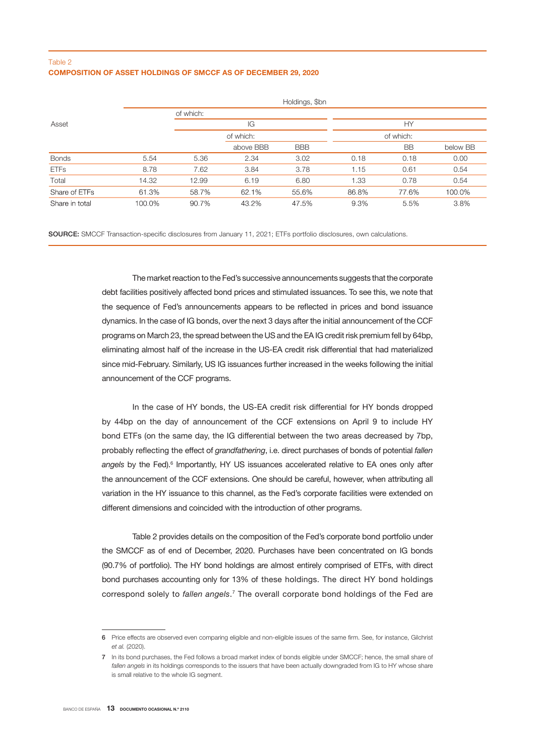Table 2
**COMPOSITION OF ASSET HOLDINGS OF SMCCF AS OF DECEMBER 29, 2020**

| Asset | Holdings, $bn | | | | | | |
|---|---|---|---|---|---|---|---|
| | | of which: | | | | | |
| | | IG | | | HY | | |
| | | | of which: | | | of which: | |
| | | | above BBB | BBB | | BB | below BB |
| Bonds | 5.54 | 5.36 | 2.34 | 3.02 | 0.18 | 0.18 | 0.00 |
| ETFs | 8.78 | 7.62 | 3.84 | 3.78 | 1.15 | 0.61 | 0.54 |
| Total | 14.32 | 12.99 | 6.19 | 6.80 | 1.33 | 0.78 | 0.54 |
| Share of ETFs | 61.3% | 58.7% | 62.1% | 55.6% | 86.8% | 77.6% | 100.0% |
| Share in total | 100.0% | 90.7% | 43.2% | 47.5% | 9.3% | 5.5% | 3.8% |

**SOURCE:** SMCCF Transaction-specific disclosures from January 11, 2021; ETFs portfolio disclosures, own calculations.

The market reaction to the Fed's successive announcements suggests that the corporate debt facilities positively affected bond prices and stimulated issuances. To see this, we note that the sequence of Fed's announcements appears to be reflected in prices and bond issuance dynamics. In the case of IG bonds, over the next 3 days after the initial announcement of the CCF programs on March 23, the spread between the US and the EA IG credit risk premium fell by 64bp, eliminating almost half of the increase in the US-EA credit risk differential that had materialized since mid-February. Similarly, US IG issuances further increased in the weeks following the initial announcement of the CCF programs.

In the case of HY bonds, the US-EA credit risk differential for HY bonds dropped by 44bp on the day of announcement of the CCF extensions on April 9 to include HY bond ETFs (on the same day, the IG differential between the two areas decreased by 7bp, probably reflecting the effect of *grandfathering*, i.e. direct purchases of bonds of potential *fallen angels* by the Fed).[6] Importantly, HY US issuances accelerated relative to EA ones only after the announcement of the CCF extensions. One should be careful, however, when attributing all variation in the HY issuance to this channel, as the Fed's corporate facilities were extended on different dimensions and coincided with the introduction of other programs.

Table 2 provides details on the composition of the Fed's corporate bond portfolio under the SMCCF as of end of December, 2020. Purchases have been concentrated on IG bonds (90.7% of portfolio). The HY bond holdings are almost entirely comprised of ETFs, with direct bond purchases accounting only for 13% of these holdings. The direct HY bond holdings correspond solely to *fallen angels*.[7] The overall corporate bond holdings of the Fed are

6 Price effects are observed even comparing eligible and non-eligible issues of the same firm. See, for instance, Gilchrist *et al.* (2020).

7 In its bond purchases, the Fed follows a broad market index of bonds eligible under SMCCF; hence, the small share of *fallen angels* in its holdings corresponds to the issuers that have been actually downgraded from IG to HY whose share is small relative to the whole IG segment.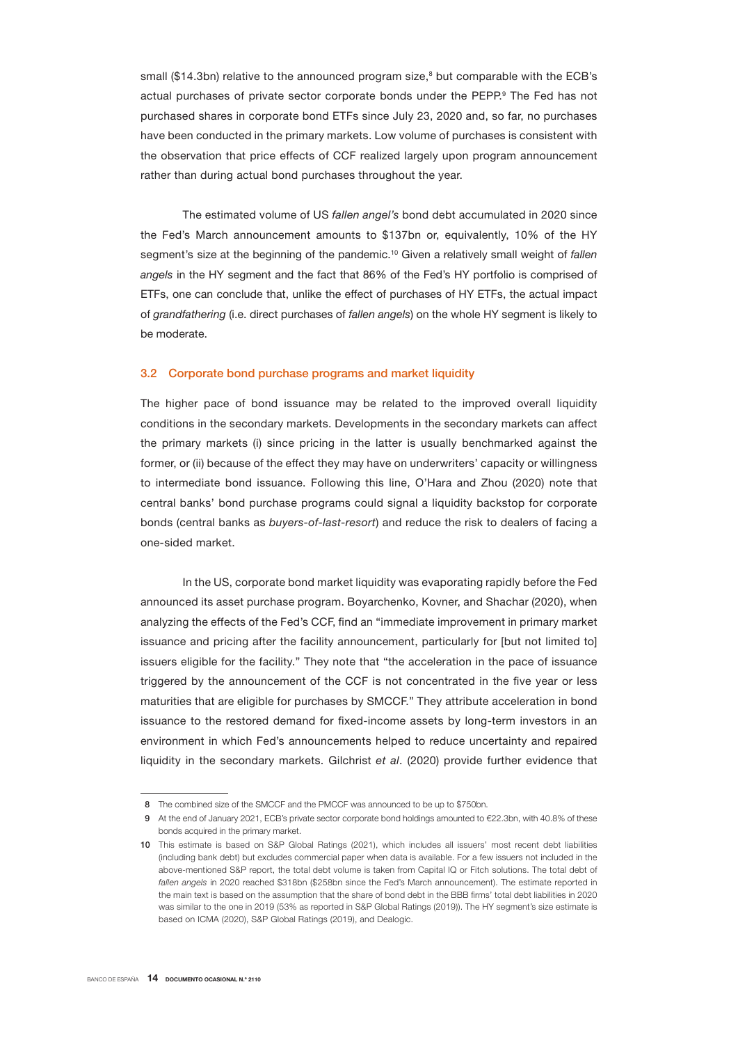small ($14.3bn) relative to the announced program size,[8] but comparable with the ECB's actual purchases of private sector corporate bonds under the PEPP.[9] The Fed has not purchased shares in corporate bond ETFs since July 23, 2020 and, so far, no purchases have been conducted in the primary markets. Low volume of purchases is consistent with the observation that price effects of CCF realized largely upon program announcement rather than during actual bond purchases throughout the year.

The estimated volume of US *fallen angel's* bond debt accumulated in 2020 since the Fed's March announcement amounts to $137bn or, equivalently, 10% of the HY segment's size at the beginning of the pandemic.[10] Given a relatively small weight of *fallen angels* in the HY segment and the fact that 86% of the Fed's HY portfolio is comprised of ETFs, one can conclude that, unlike the effect of purchases of HY ETFs, the actual impact of *grandfathering* (i.e. direct purchases of *fallen angels*) on the whole HY segment is likely to be moderate.

### 3.2 Corporate bond purchase programs and market liquidity

The higher pace of bond issuance may be related to the improved overall liquidity conditions in the secondary markets. Developments in the secondary markets can affect the primary markets (i) since pricing in the latter is usually benchmarked against the former, or (ii) because of the effect they may have on underwriters' capacity or willingness to intermediate bond issuance. Following this line, O'Hara and Zhou (2020) note that central banks' bond purchase programs could signal a liquidity backstop for corporate bonds (central banks as *buyers-of-last-resort*) and reduce the risk to dealers of facing a one-sided market.

In the US, corporate bond market liquidity was evaporating rapidly before the Fed announced its asset purchase program. Boyarchenko, Kovner, and Shachar (2020), when analyzing the effects of the Fed's CCF, find an "immediate improvement in primary market issuance and pricing after the facility announcement, particularly for [but not limited to] issuers eligible for the facility." They note that "the acceleration in the pace of issuance triggered by the announcement of the CCF is not concentrated in the five year or less maturities that are eligible for purchases by SMCCF." They attribute acceleration in bond issuance to the restored demand for fixed-income assets by long-term investors in an environment in which Fed's announcements helped to reduce uncertainty and repaired liquidity in the secondary markets. Gilchrist *et al*. (2020) provide further evidence that

---

8 The combined size of the SMCCF and the PMCCF was announced to be up to $750bn.

9 At the end of January 2021, ECB's private sector corporate bond holdings amounted to €22.3bn, with 40.8% of these bonds acquired in the primary market.

10 This estimate is based on S&P Global Ratings (2021), which includes all issuers' most recent debt liabilities (including bank debt) but excludes commercial paper when data is available. For a few issuers not included in the above-mentioned S&P report, the total debt volume is taken from Capital IQ or Fitch solutions. The total debt of *fallen angels* in 2020 reached $318bn ($258bn since the Fed's March announcement). The estimate reported in the main text is based on the assumption that the share of bond debt in the BBB firms' total debt liabilities in 2020 was similar to the one in 2019 (53% as reported in S&P Global Ratings (2019)). The HY segment's size estimate is based on ICMA (2020), S&P Global Ratings (2019), and Dealogic.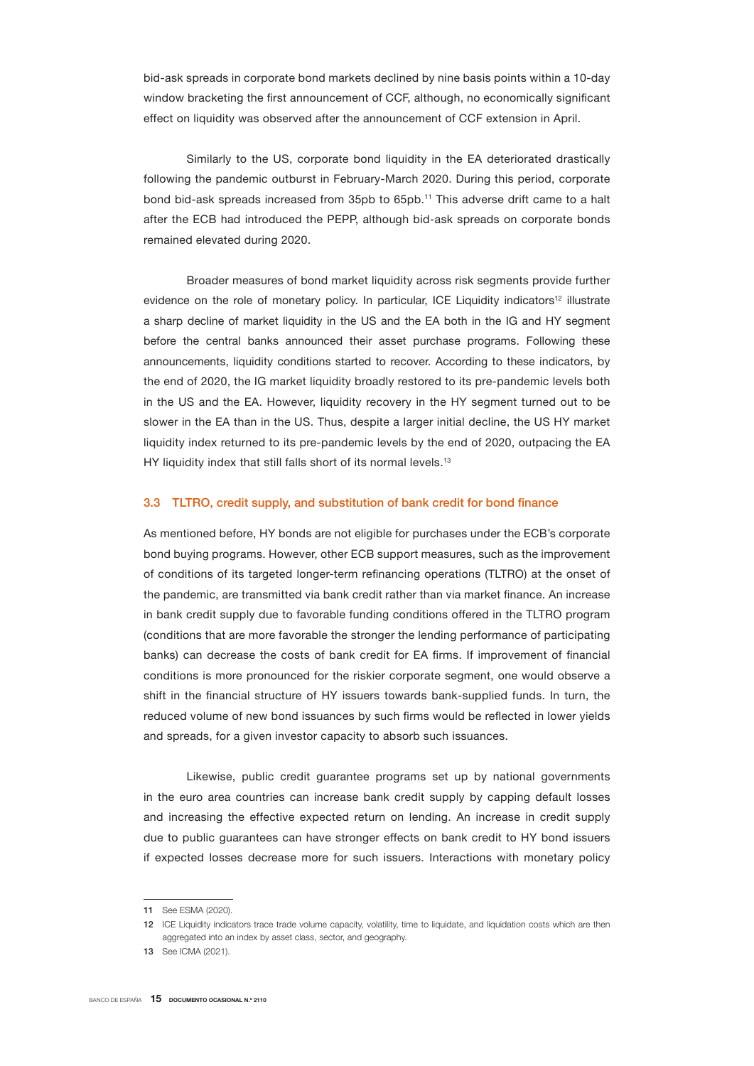bid-ask spreads in corporate bond markets declined by nine basis points within a 10-day window bracketing the first announcement of CCF, although, no economically significant effect on liquidity was observed after the announcement of CCF extension in April.

Similarly to the US, corporate bond liquidity in the EA deteriorated drastically following the pandemic outburst in February-March 2020. During this period, corporate bond bid-ask spreads increased from 35pb to 65pb.[11] This adverse drift came to a halt after the ECB had introduced the PEPP, although bid-ask spreads on corporate bonds remained elevated during 2020.

Broader measures of bond market liquidity across risk segments provide further evidence on the role of monetary policy. In particular, ICE Liquidity indicators[12] illustrate a sharp decline of market liquidity in the US and the EA both in the IG and HY segment before the central banks announced their asset purchase programs. Following these announcements, liquidity conditions started to recover. According to these indicators, by the end of 2020, the IG market liquidity broadly restored to its pre-pandemic levels both in the US and the EA. However, liquidity recovery in the HY segment turned out to be slower in the EA than in the US. Thus, despite a larger initial decline, the US HY market liquidity index returned to its pre-pandemic levels by the end of 2020, outpacing the EA HY liquidity index that still falls short of its normal levels.[13]

### 3.3 TLTRO, credit supply, and substitution of bank credit for bond finance

As mentioned before, HY bonds are not eligible for purchases under the ECB's corporate bond buying programs. However, other ECB support measures, such as the improvement of conditions of its targeted longer-term refinancing operations (TLTRO) at the onset of the pandemic, are transmitted via bank credit rather than via market finance. An increase in bank credit supply due to favorable funding conditions offered in the TLTRO program (conditions that are more favorable the stronger the lending performance of participating banks) can decrease the costs of bank credit for EA firms. If improvement of financial conditions is more pronounced for the riskier corporate segment, one would observe a shift in the financial structure of HY issuers towards bank-supplied funds. In turn, the reduced volume of new bond issuances by such firms would be reflected in lower yields and spreads, for a given investor capacity to absorb such issuances.

Likewise, public credit guarantee programs set up by national governments in the euro area countries can increase bank credit supply by capping default losses and increasing the effective expected return on lending. An increase in credit supply due to public guarantees can have stronger effects on bank credit to HY bond issuers if expected losses decrease more for such issuers. Interactions with monetary policy

---

11 See ESMA (2020).

12 ICE Liquidity indicators trace trade volume capacity, volatility, time to liquidate, and liquidation costs which are then aggregated into an index by asset class, sector, and geography.

13 See ICMA (2021).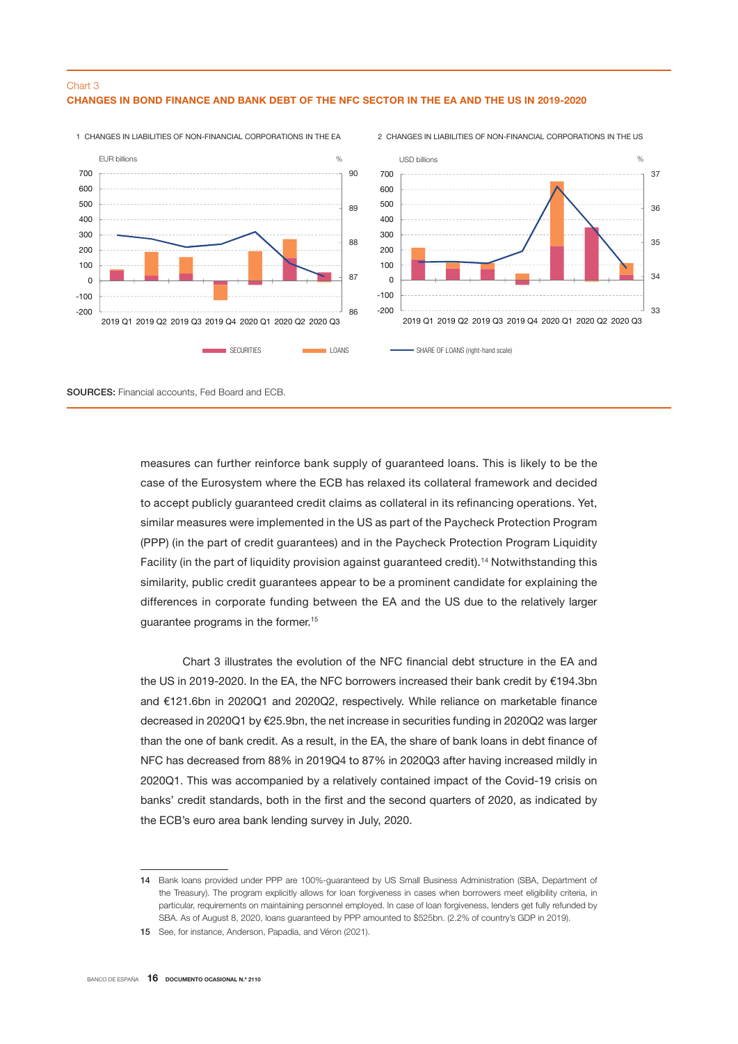Chart 3
**CHANGES IN BOND FINANCE AND BANK DEBT OF THE NFC SECTOR IN THE EA AND THE US IN 2019-2020**

1 CHANGES IN LIABILITIES OF NON-FINANCIAL CORPORATIONS IN THE EA

2 CHANGES IN LIABILITIES OF NON-FINANCIAL CORPORATIONS IN THE US

**SOURCES:** Financial accounts, Fed Board and ECB.

measures can further reinforce bank supply of guaranteed loans. This is likely to be the case of the Eurosystem where the ECB has relaxed its collateral framework and decided to accept publicly guaranteed credit claims as collateral in its refinancing operations. Yet, similar measures were implemented in the US as part of the Paycheck Protection Program (PPP) (in the part of credit guarantees) and in the Paycheck Protection Program Liquidity Facility (in the part of liquidity provision against guaranteed credit).[14] Notwithstanding this similarity, public credit guarantees appear to be a prominent candidate for explaining the differences in corporate funding between the EA and the US due to the relatively larger guarantee programs in the former.[15]

Chart 3 illustrates the evolution of the NFC financial debt structure in the EA and the US in 2019-2020. In the EA, the NFC borrowers increased their bank credit by €194.3bn and €121.6bn in 2020Q1 and 2020Q2, respectively. While reliance on marketable finance decreased in 2020Q1 by €25.9bn, the net increase in securities funding in 2020Q2 was larger than the one of bank credit. As a result, in the EA, the share of bank loans in debt finance of NFC has decreased from 88% in 2019Q4 to 87% in 2020Q3 after having increased mildly in 2020Q1. This was accompanied by a relatively contained impact of the Covid-19 crisis on banks' credit standards, both in the first and the second quarters of 2020, as indicated by the ECB's euro area bank lending survey in July, 2020.

---

14 Bank loans provided under PPP are 100%-guaranteed by US Small Business Administration (SBA, Department of the Treasury). The program explicitly allows for loan forgiveness in cases when borrowers meet eligibility criteria, in particular, requirements on maintaining personnel employed. In case of loan forgiveness, lenders get fully refunded by SBA. As of August 8, 2020, loans guaranteed by PPP amounted to $525bn. (2.2% of country's GDP in 2019).

15 See, for instance, Anderson, Papadia, and Véron (2021).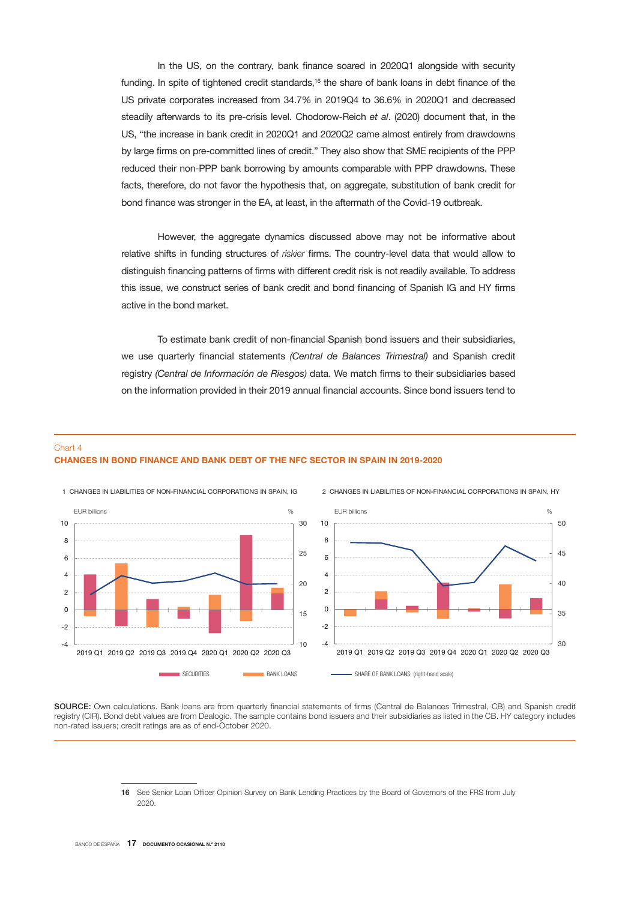In the US, on the contrary, bank finance soared in 2020Q1 alongside with security funding. In spite of tightened credit standards,[16] the share of bank loans in debt finance of the US private corporates increased from 34.7% in 2019Q4 to 36.6% in 2020Q1 and decreased steadily afterwards to its pre-crisis level. Chodorow-Reich *et al*. (2020) document that, in the US, "the increase in bank credit in 2020Q1 and 2020Q2 came almost entirely from drawdowns by large firms on pre-committed lines of credit." They also show that SME recipients of the PPP reduced their non-PPP bank borrowing by amounts comparable with PPP drawdowns. These facts, therefore, do not favor the hypothesis that, on aggregate, substitution of bank credit for bond finance was stronger in the EA, at least, in the aftermath of the Covid-19 outbreak.

However, the aggregate dynamics discussed above may not be informative about relative shifts in funding structures of *riskier* firms. The country-level data that would allow to distinguish financing patterns of firms with different credit risk is not readily available. To address this issue, we construct series of bank credit and bond financing of Spanish IG and HY firms active in the bond market.

To estimate bank credit of non-financial Spanish bond issuers and their subsidiaries, we use quarterly financial statements *(Central de Balances Trimestral)* and Spanish credit registry *(Central de Información de Riesgos)* data. We match firms to their subsidiaries based on the information provided in their 2019 annual financial accounts. Since bond issuers tend to

Chart 4
**CHANGES IN BOND FINANCE AND BANK DEBT OF THE NFC SECTOR IN SPAIN IN 2019-2020**

1 CHANGES IN LIABILITIES OF NON-FINANCIAL CORPORATIONS IN SPAIN, IG

2 CHANGES IN LIABILITIES OF NON-FINANCIAL CORPORATIONS IN SPAIN, HY

**SOURCE:** Own calculations. Bank loans are from quarterly financial statements of firms (Central de Balances Trimestral, CB) and Spanish credit registry (CIR). Bond debt values are from Dealogic. The sample contains bond issuers and their subsidiaries as listed in the CB. HY category includes non-rated issuers; credit ratings are as of end-October 2020.

16 See Senior Loan Officer Opinion Survey on Bank Lending Practices by the Board of Governors of the FRS from July 2020.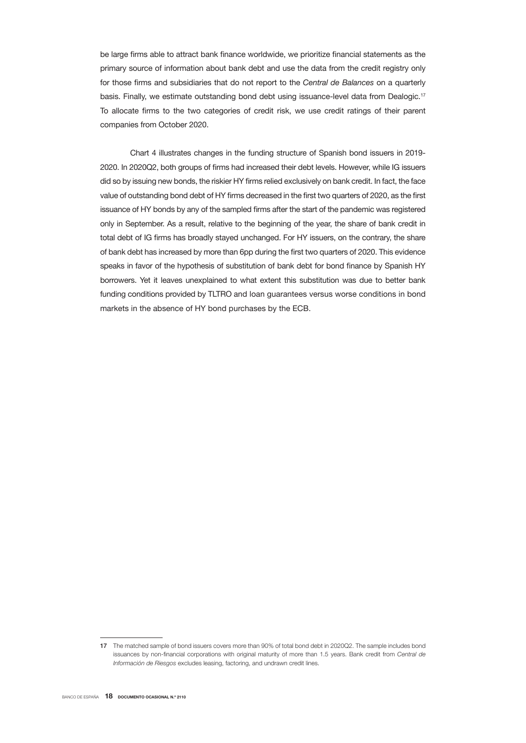be large firms able to attract bank finance worldwide, we prioritize financial statements as the primary source of information about bank debt and use the data from the credit registry only for those firms and subsidiaries that do not report to the *Central de Balances* on a quarterly basis. Finally, we estimate outstanding bond debt using issuance-level data from Dealogic.[17] To allocate firms to the two categories of credit risk, we use credit ratings of their parent companies from October 2020.

Chart 4 illustrates changes in the funding structure of Spanish bond issuers in 2019-2020. In 2020Q2, both groups of firms had increased their debt levels. However, while IG issuers did so by issuing new bonds, the riskier HY firms relied exclusively on bank credit. In fact, the face value of outstanding bond debt of HY firms decreased in the first two quarters of 2020, as the first issuance of HY bonds by any of the sampled firms after the start of the pandemic was registered only in September. As a result, relative to the beginning of the year, the share of bank credit in total debt of IG firms has broadly stayed unchanged. For HY issuers, on the contrary, the share of bank debt has increased by more than 6pp during the first two quarters of 2020. This evidence speaks in favor of the hypothesis of substitution of bank debt for bond finance by Spanish HY borrowers. Yet it leaves unexplained to what extent this substitution was due to better bank funding conditions provided by TLTRO and loan guarantees versus worse conditions in bond markets in the absence of HY bond purchases by the ECB.

17 The matched sample of bond issuers covers more than 90% of total bond debt in 2020Q2. The sample includes bond issuances by non-financial corporations with original maturity of more than 1.5 years. Bank credit from *Central de Información de Riesgos* excludes leasing, factoring, and undrawn credit lines.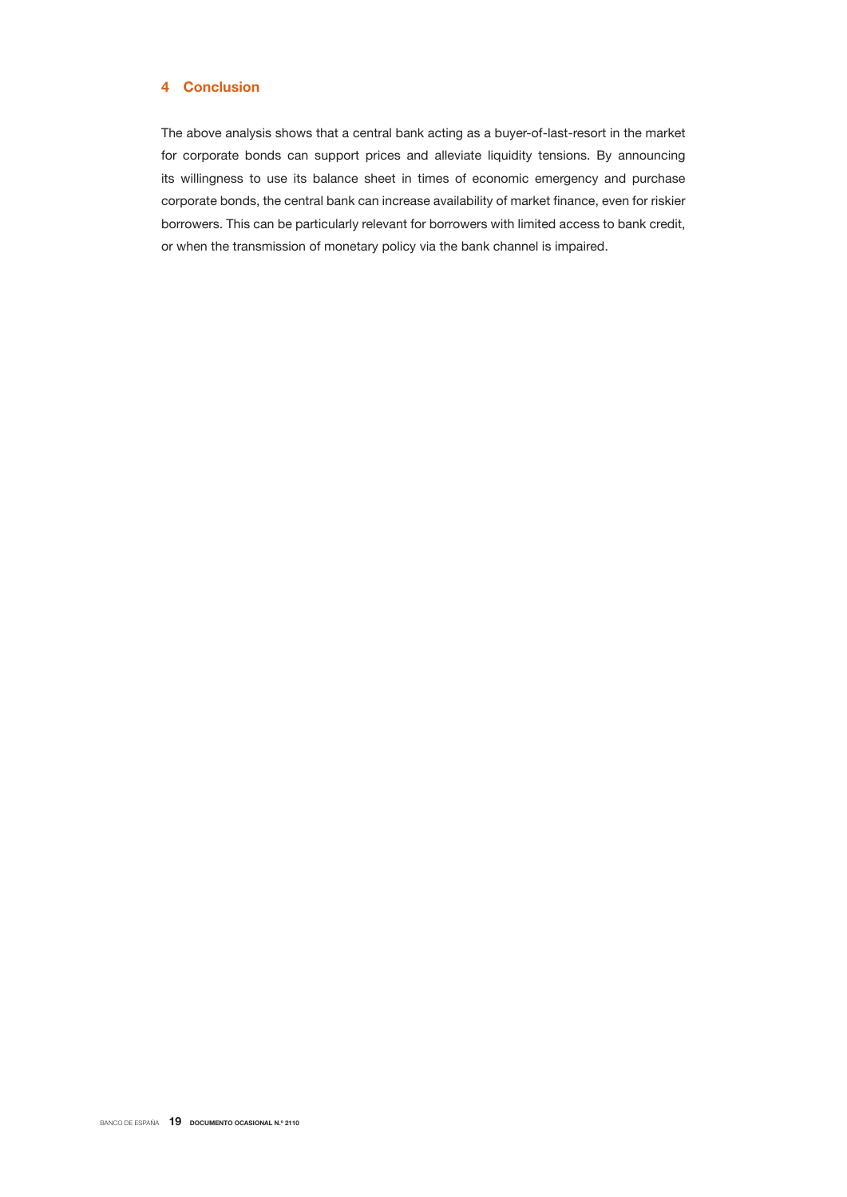## 4 Conclusion

The above analysis shows that a central bank acting as a buyer-of-last-resort in the market for corporate bonds can support prices and alleviate liquidity tensions. By announcing its willingness to use its balance sheet in times of economic emergency and purchase corporate bonds, the central bank can increase availability of market finance, even for riskier borrowers. This can be particularly relevant for borrowers with limited access to bank credit, or when the transmission of monetary policy via the bank channel is impaired.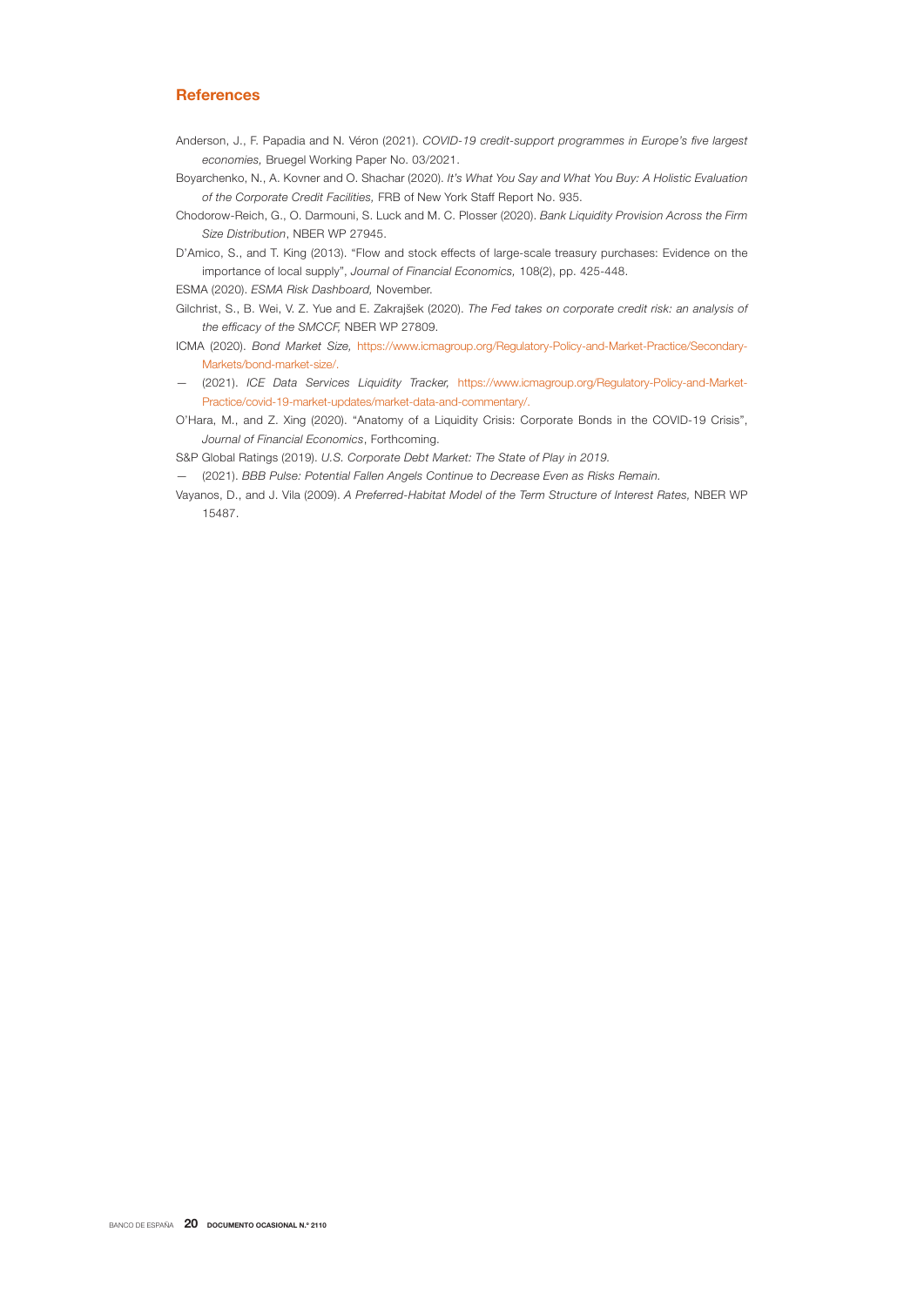## References

Anderson, J., F. Papadia and N. Véron (2021). *COVID-19 credit-support programmes in Europe's five largest economies,* Bruegel Working Paper No. 03/2021.

Boyarchenko, N., A. Kovner and O. Shachar (2020). *It's What You Say and What You Buy: A Holistic Evaluation of the Corporate Credit Facilities,* FRB of New York Staff Report No. 935.

Chodorow-Reich, G., O. Darmouni, S. Luck and M. C. Plosser (2020). *Bank Liquidity Provision Across the Firm Size Distribution*, NBER WP 27945.

D'Amico, S., and T. King (2013). "Flow and stock effects of large-scale treasury purchases: Evidence on the importance of local supply", *Journal of Financial Economics,* 108(2), pp. 425-448.

ESMA (2020). *ESMA Risk Dashboard,* November.

Gilchrist, S., B. Wei, V. Z. Yue and E. Zakrajšek (2020). *The Fed takes on corporate credit risk: an analysis of the efficacy of the SMCCF,* NBER WP 27809.

ICMA (2020). *Bond Market Size,* https://www.icmagroup.org/Regulatory-Policy-and-Market-Practice/Secondary-Markets/bond-market-size/.

— (2021). *ICE Data Services Liquidity Tracker,* https://www.icmagroup.org/Regulatory-Policy-and-Market-Practice/covid-19-market-updates/market-data-and-commentary/.

O'Hara, M., and Z. Xing (2020). "Anatomy of a Liquidity Crisis: Corporate Bonds in the COVID-19 Crisis", *Journal of Financial Economics*, Forthcoming.

S&P Global Ratings (2019). *U.S. Corporate Debt Market: The State of Play in 2019.*

— (2021). *BBB Pulse: Potential Fallen Angels Continue to Decrease Even as Risks Remain.*

Vayanos, D., and J. Vila (2009). *A Preferred-Habitat Model of the Term Structure of Interest Rates,* NBER WP 15487.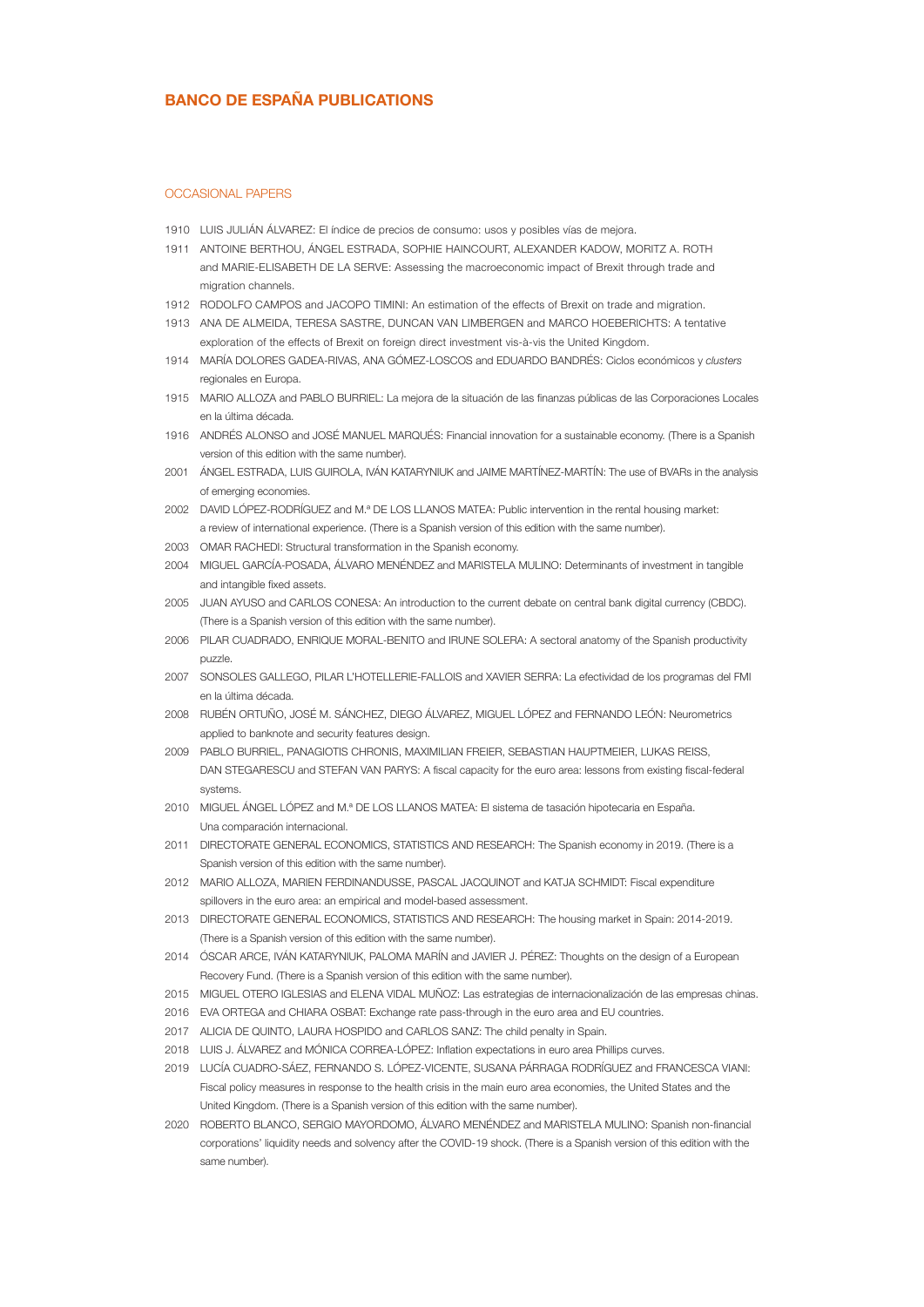# BANCO DE ESPAÑA PUBLICATIONS

## OCCASIONAL PAPERS

1910 LUIS JULIÁN ÁLVAREZ: El índice de precios de consumo: usos y posibles vías de mejora.

1911 ANTOINE BERTHOU, ÁNGEL ESTRADA, SOPHIE HAINCOURT, ALEXANDER KADOW, MORITZ A. ROTH and MARIE-ELISABETH DE LA SERVE: Assessing the macroeconomic impact of Brexit through trade and migration channels.

1912 RODOLFO CAMPOS and JACOPO TIMINI: An estimation of the effects of Brexit on trade and migration.

1913 ANA DE ALMEIDA, TERESA SASTRE, DUNCAN VAN LIMBERGEN and MARCO HOEBERICHTS: A tentative exploration of the effects of Brexit on foreign direct investment vis-à-vis the United Kingdom.

1914 MARÍA DOLORES GADEA-RIVAS, ANA GÓMEZ-LOSCOS and EDUARDO BANDRÉS: Ciclos económicos y *clusters* regionales en Europa.

1915 MARIO ALLOZA and PABLO BURRIEL: La mejora de la situación de las finanzas públicas de las Corporaciones Locales en la última década.

1916 ANDRÉS ALONSO and JOSÉ MANUEL MARQUÉS: Financial innovation for a sustainable economy. (There is a Spanish version of this edition with the same number).

2001 ÁNGEL ESTRADA, LUIS GUIROLA, IVÁN KATARYNIUK and JAIME MARTÍNEZ-MARTÍN: The use of BVARs in the analysis of emerging economies.

2002 DAVID LÓPEZ-RODRÍGUEZ and M.ª DE LOS LLANOS MATEA: Public intervention in the rental housing market: a review of international experience. (There is a Spanish version of this edition with the same number).

2003 OMAR RACHEDI: Structural transformation in the Spanish economy.

2004 MIGUEL GARCÍA-POSADA, ÁLVARO MENÉNDEZ and MARISTELA MULINO: Determinants of investment in tangible and intangible fixed assets.

2005 JUAN AYUSO and CARLOS CONESA: An introduction to the current debate on central bank digital currency (CBDC). (There is a Spanish version of this edition with the same number).

2006 PILAR CUADRADO, ENRIQUE MORAL-BENITO and IRUNE SOLERA: A sectoral anatomy of the Spanish productivity puzzle.

2007 SONSOLES GALLEGO, PILAR L'HOTELLERIE-FALLOIS and XAVIER SERRA: La efectividad de los programas del FMI en la última década.

2008 RUBÉN ORTUÑO, JOSÉ M. SÁNCHEZ, DIEGO ÁLVAREZ, MIGUEL LÓPEZ and FERNANDO LEÓN: Neurometrics applied to banknote and security features design.

2009 PABLO BURRIEL, PANAGIOTIS CHRONIS, MAXIMILIAN FREIER, SEBASTIAN HAUPTMEIER, LUKAS REISS, DAN STEGARESCU and STEFAN VAN PARYS: A fiscal capacity for the euro area: lessons from existing fiscal-federal systems.

2010 MIGUEL ÁNGEL LÓPEZ and M.ª DE LOS LLANOS MATEA: El sistema de tasación hipotecaria en España. Una comparación internacional.

2011 DIRECTORATE GENERAL ECONOMICS, STATISTICS AND RESEARCH: The Spanish economy in 2019. (There is a Spanish version of this edition with the same number).

2012 MARIO ALLOZA, MARIEN FERDINANDUSSE, PASCAL JACQUINOT and KATJA SCHMIDT: Fiscal expenditure spillovers in the euro area: an empirical and model-based assessment.

2013 DIRECTORATE GENERAL ECONOMICS, STATISTICS AND RESEARCH: The housing market in Spain: 2014-2019. (There is a Spanish version of this edition with the same number).

2014 ÓSCAR ARCE, IVÁN KATARYNIUK, PALOMA MARÍN and JAVIER J. PÉREZ: Thoughts on the design of a European Recovery Fund. (There is a Spanish version of this edition with the same number).

2015 MIGUEL OTERO IGLESIAS and ELENA VIDAL MUÑOZ: Las estrategias de internacionalización de las empresas chinas.

2016 EVA ORTEGA and CHIARA OSBAT: Exchange rate pass-through in the euro area and EU countries.

2017 ALICIA DE QUINTO, LAURA HOSPIDO and CARLOS SANZ: The child penalty in Spain.

2018 LUIS J. ÁLVAREZ and MÓNICA CORREA-LÓPEZ: Inflation expectations in euro area Phillips curves.

2019 LUCÍA CUADRO-SÁEZ, FERNANDO S. LÓPEZ-VICENTE, SUSANA PÁRRAGA RODRÍGUEZ and FRANCESCA VIANI: Fiscal policy measures in response to the health crisis in the main euro area economies, the United States and the United Kingdom. (There is a Spanish version of this edition with the same number).

2020 ROBERTO BLANCO, SERGIO MAYORDOMO, ÁLVARO MENÉNDEZ and MARISTELA MULINO: Spanish non-financial corporations' liquidity needs and solvency after the COVID-19 shock. (There is a Spanish version of this edition with the same number).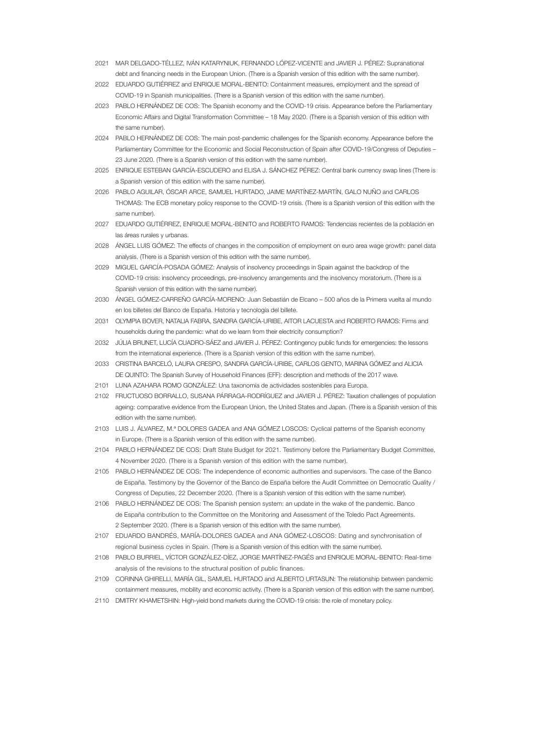2021 MAR DELGADO-TÉLLEZ, IVÁN KATARYNIUK, FERNANDO LÓPEZ-VICENTE and JAVIER J. PÉREZ: Supranational debt and financing needs in the European Union. (There is a Spanish version of this edition with the same number).

2022 EDUARDO GUTIÉRREZ and ENRIQUE MORAL-BENITO: Containment measures, employment and the spread of COVID-19 in Spanish municipalities. (There is a Spanish version of this edition with the same number).

2023 PABLO HERNÁNDEZ DE COS: The Spanish economy and the COVID-19 crisis. Appearance before the Parliamentary Economic Affairs and Digital Transformation Committee – 18 May 2020. (There is a Spanish version of this edition with the same number).

2024 PABLO HERNÁNDEZ DE COS: The main post-pandemic challenges for the Spanish economy. Appearance before the Parliamentary Committee for the Economic and Social Reconstruction of Spain after COVID-19/Congress of Deputies – 23 June 2020. (There is a Spanish version of this edition with the same number).

2025 ENRIQUE ESTEBAN GARCÍA-ESCUDERO and ELISA J. SÁNCHEZ PÉREZ: Central bank currency swap lines (There is a Spanish version of this edition with the same number).

2026 PABLO AGUILAR, ÓSCAR ARCE, SAMUEL HURTADO, JAIME MARTÍNEZ-MARTÍN, GALO NUÑO and CARLOS THOMAS: The ECB monetary policy response to the COVID-19 crisis. (There is a Spanish version of this edition with the same number).

2027 EDUARDO GUTIÉRREZ, ENRIQUE MORAL-BENITO and ROBERTO RAMOS: Tendencias recientes de la población en las áreas rurales y urbanas.

2028 ÁNGEL LUIS GÓMEZ: The effects of changes in the composition of employment on euro area wage growth: panel data analysis. (There is a Spanish version of this edition with the same number).

2029 MIGUEL GARCÍA-POSADA GÓMEZ: Analysis of insolvency proceedings in Spain against the backdrop of the COVID-19 crisis: insolvency proceedings, pre-insolvency arrangements and the insolvency moratorium. (There is a Spanish version of this edition with the same number).

2030 ÁNGEL GÓMEZ-CARREÑO GARCÍA-MORENO: Juan Sebastián de Elcano – 500 años de la Primera vuelta al mundo en los billetes del Banco de España. Historia y tecnología del billete.

2031 OLYMPIA BOVER, NATALIA FABRA, SANDRA GARCÍA-URIBE, AITOR LACUESTA and ROBERTO RAMOS: Firms and households during the pandemic: what do we learn from their electricity consumption?

2032 JÚLIA BRUNET, LUCÍA CUADRO-SÁEZ and JAVIER J. PÉREZ: Contingency public funds for emergencies: the lessons from the international experience. (There is a Spanish version of this edition with the same number).

2033 CRISTINA BARCELÓ, LAURA CRESPO, SANDRA GARCÍA-URIBE, CARLOS GENTO, MARINA GÓMEZ and ALICIA DE QUINTO: The Spanish Survey of Household Finances (EFF): description and methods of the 2017 wave.

2101 LUNA AZAHARA ROMO GONZÁLEZ: Una taxonomía de actividades sostenibles para Europa.

2102 FRUCTUOSO BORRALLO, SUSANA PÁRRAGA-RODRÍGUEZ and JAVIER J. PÉREZ: Taxation challenges of population ageing: comparative evidence from the European Union, the United States and Japan. (There is a Spanish version of this edition with the same number).

2103 LUIS J. ÁLVAREZ, M.ª DOLORES GADEA and ANA GÓMEZ LOSCOS: Cyclical patterns of the Spanish economy in Europe. (There is a Spanish version of this edition with the same number).

2104 PABLO HERNÁNDEZ DE COS: Draft State Budget for 2021. Testimony before the Parliamentary Budget Committee, 4 November 2020. (There is a Spanish version of this edition with the same number).

2105 PABLO HERNÁNDEZ DE COS: The independence of economic authorities and supervisors. The case of the Banco de España. Testimony by the Governor of the Banco de España before the Audit Committee on Democratic Quality / Congress of Deputies, 22 December 2020. (There is a Spanish version of this edition with the same number).

2106 PABLO HERNÁNDEZ DE COS: The Spanish pension system: an update in the wake of the pandemic. Banco de España contribution to the Committee on the Monitoring and Assessment of the Toledo Pact Agreements. 2 September 2020. (There is a Spanish version of this edition with the same number).

2107 EDUARDO BANDRÉS, MARÍA-DOLORES GADEA and ANA GÓMEZ-LOSCOS: Dating and synchronisation of regional business cycles in Spain. (There is a Spanish version of this edition with the same number).

2108 PABLO BURRIEL, VÍCTOR GONZÁLEZ-DÍEZ, JORGE MARTÍNEZ-PAGÉS and ENRIQUE MORAL-BENITO: Real-time analysis of the revisions to the structural position of public finances.

2109 CORINNA GHIRELLI, MARÍA GIL, SAMUEL HURTADO and ALBERTO URTASUN: The relationship between pandemic containment measures, mobility and economic activity. (There is a Spanish version of this edition with the same number).

2110 DMITRY KHAMETSHIN: High-yield bond markets during the COVID-19 crisis: the role of monetary policy.